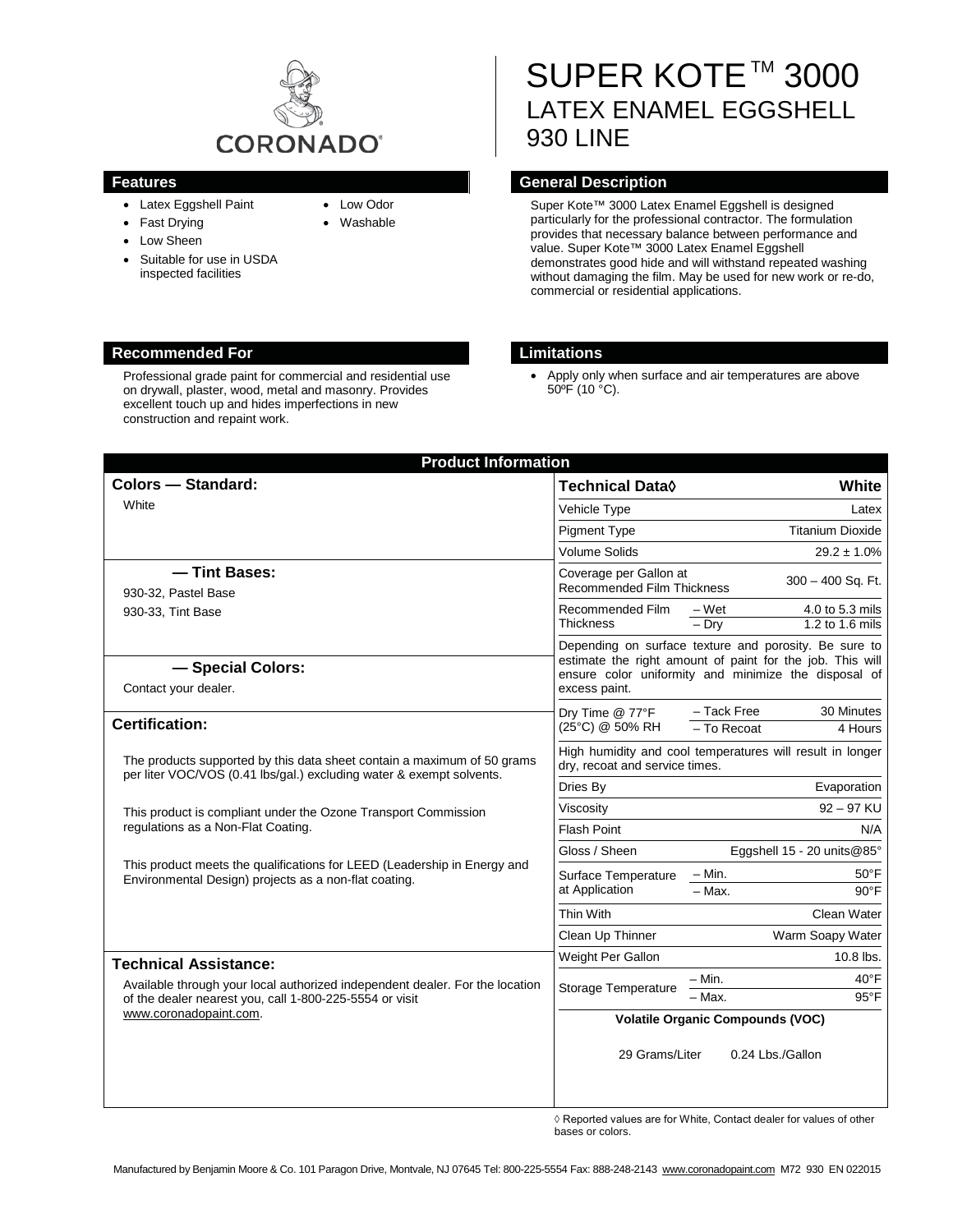CORONADO®

# SUPER KOTE™ 3000 LATEX ENAMEL EGGSHELL 930 LINE

## Features

- Latex Eggshell Paint
- Fast Drying
- Low Sheen
- Suitable for use in USDA inspected facilities
- Low Odor
- Washable

## General Description

Super Kote™ 3000 Latex Enamel Eggshell is designed particularly for the professional contractor. The formulation provides that necessary balance between performance and value. Super Kote™ 3000 Latex Enamel Eggshell demonstrates good hide and will withstand repeated washing without damaging the film. May be used for new work or re-do, commercial or residential applications.

## Recommended For

Professional grade paint for commercial and residential use on drywall, plaster, wood, metal and masonry. Provides excellent touch up and hides imperfections in new construction and repaint work.

## Limitations

- Apply only when surface and air temperatures are above 50ºF (10 °C).

## Product Information

### Colors — Standard:

White

### — Tint Bases:

930-32, Pastel Base

930-33, Tint Base

### — Special Colors:

Contact your dealer.

### Certification:

The products supported by this data sheet contain a maximum of 50 grams per liter VOC/VOS (0.41 lbs/gal.) excluding water & exempt solvents.

This product is compliant under the Ozone Transport Commission regulations as a Non-Flat Coating.

This product meets the qualifications for LEED (Leadership in Energy and Environmental Design) projects as a non-flat coating.

### Technical Assistance:

Available through your local authorized independent dealer. For the location of the dealer nearest you, call 1-800-225-5554 or visit www.coronadopaint.com.

| Technical Data◊ | | White |
|---|---|---|
| Vehicle Type | | Latex |
| Pigment Type | | Titanium Dioxide |
| Volume Solids | | 29.2 ± 1.0% |
| Coverage per Gallon at Recommended Film Thickness | | 300 – 400 Sq. Ft. |
| Recommended Film Thickness | – Wet | 4.0 to 5.3 mils |
| | – Dry | 1.2 to 1.6 mils |
| Depending on surface texture and porosity. Be sure to estimate the right amount of paint for the job. This will ensure color uniformity and minimize the disposal of excess paint. | | |
| Dry Time @ 77°F (25°C) @ 50% RH | – Tack Free | 30 Minutes |
| | – To Recoat | 4 Hours |
| High humidity and cool temperatures will result in longer dry, recoat and service times. | | |
| Dries By | | Evaporation |
| Viscosity | | 92 – 97 KU |
| Flash Point | | N/A |
| Gloss / Sheen | | Eggshell 15 - 20 units@85° |
| Surface Temperature at Application | – Min. | 50°F |
| | – Max. | 90°F |
| Thin With | | Clean Water |
| Clean Up Thinner | | Warm Soapy Water |
| Weight Per Gallon | | 10.8 lbs. |
| Storage Temperature | – Min. | 40°F |
| | – Max. | 95°F |

**Volatile Organic Compounds (VOC)**

29 Grams/Liter 0.24 Lbs./Gallon

◊ Reported values are for White, Contact dealer for values of other bases or colors.

Manufactured by Benjamin Moore & Co. 101 Paragon Drive, Montvale, NJ 07645 Tel: 800-225-5554 Fax: 888-248-2143 www.coronadopaint.com M72 930 EN 022015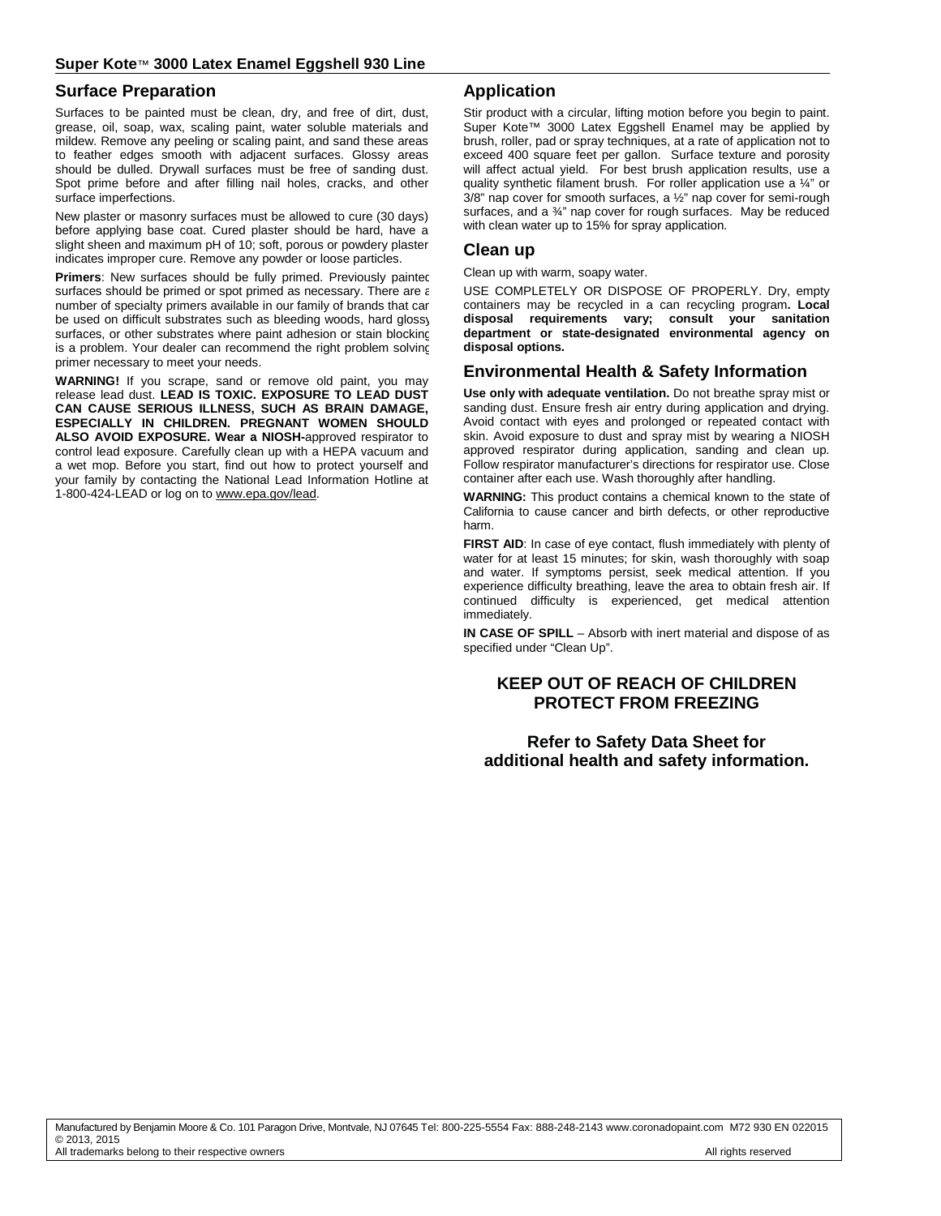## Surface Preparation

Surfaces to be painted must be clean, dry, and free of dirt, dust, grease, oil, soap, wax, scaling paint, water soluble materials and mildew. Remove any peeling or scaling paint, and sand these areas to feather edges smooth with adjacent surfaces. Glossy areas should be dulled. Drywall surfaces must be free of sanding dust. Spot prime before and after filling nail holes, cracks, and other surface imperfections.

New plaster or masonry surfaces must be allowed to cure (30 days) before applying base coat. Cured plaster should be hard, have a slight sheen and maximum pH of 10; soft, porous or powdery plaster indicates improper cure. Remove any powder or loose particles.

**Primers**: New surfaces should be fully primed. Previously painted surfaces should be primed or spot primed as necessary. There are a number of specialty primers available in our family of brands that can be used on difficult substrates such as bleeding woods, hard glossy surfaces, or other substrates where paint adhesion or stain blocking is a problem. Your dealer can recommend the right problem solving primer necessary to meet your needs.

**WARNING!** If you scrape, sand or remove old paint, you may release lead dust. **LEAD IS TOXIC. EXPOSURE TO LEAD DUST CAN CAUSE SERIOUS ILLNESS, SUCH AS BRAIN DAMAGE, ESPECIALLY IN CHILDREN. PREGNANT WOMEN SHOULD ALSO AVOID EXPOSURE. Wear a NIOSH-**approved respirator to control lead exposure. Carefully clean up with a HEPA vacuum and a wet mop. Before you start, find out how to protect yourself and your family by contacting the National Lead Information Hotline at 1-800-424-LEAD or log on to www.epa.gov/lead.

## Application

Stir product with a circular, lifting motion before you begin to paint. Super Kote™ 3000 Latex Eggshell Enamel may be applied by brush, roller, pad or spray techniques, at a rate of application not to exceed 400 square feet per gallon. Surface texture and porosity will affect actual yield. For best brush application results, use a quality synthetic filament brush. For roller application use a ¼" or 3/8" nap cover for smooth surfaces, a ½" nap cover for semi-rough surfaces, and a ¾" nap cover for rough surfaces. May be reduced with clean water up to 15% for spray application.

## Clean up

Clean up with warm, soapy water.

USE COMPLETELY OR DISPOSE OF PROPERLY. Dry, empty containers may be recycled in a can recycling program**. Local disposal requirements vary; consult your sanitation department or state-designated environmental agency on disposal options.**

## Environmental Health & Safety Information

**Use only with adequate ventilation.** Do not breathe spray mist or sanding dust. Ensure fresh air entry during application and drying. Avoid contact with eyes and prolonged or repeated contact with skin. Avoid exposure to dust and spray mist by wearing a NIOSH approved respirator during application, sanding and clean up. Follow respirator manufacturer's directions for respirator use. Close container after each use. Wash thoroughly after handling.

**WARNING:** This product contains a chemical known to the state of California to cause cancer and birth defects, or other reproductive harm.

**FIRST AID**: In case of eye contact, flush immediately with plenty of water for at least 15 minutes; for skin, wash thoroughly with soap and water. If symptoms persist, seek medical attention. If you experience difficulty breathing, leave the area to obtain fresh air. If continued difficulty is experienced, get medical attention immediately.

**IN CASE OF SPILL** – Absorb with inert material and dispose of as specified under "Clean Up".

**KEEP OUT OF REACH OF CHILDREN**
**PROTECT FROM FREEZING**

**Refer to Safety Data Sheet for additional health and safety information.**

Manufactured by Benjamin Moore & Co. 101 Paragon Drive, Montvale, NJ 07645 Tel: 800-225-5554 Fax: 888-248-2143 www.coronadopaint.com M72 930 EN 022015
© 2013, 2015
All trademarks belong to their respective owners All rights reserved